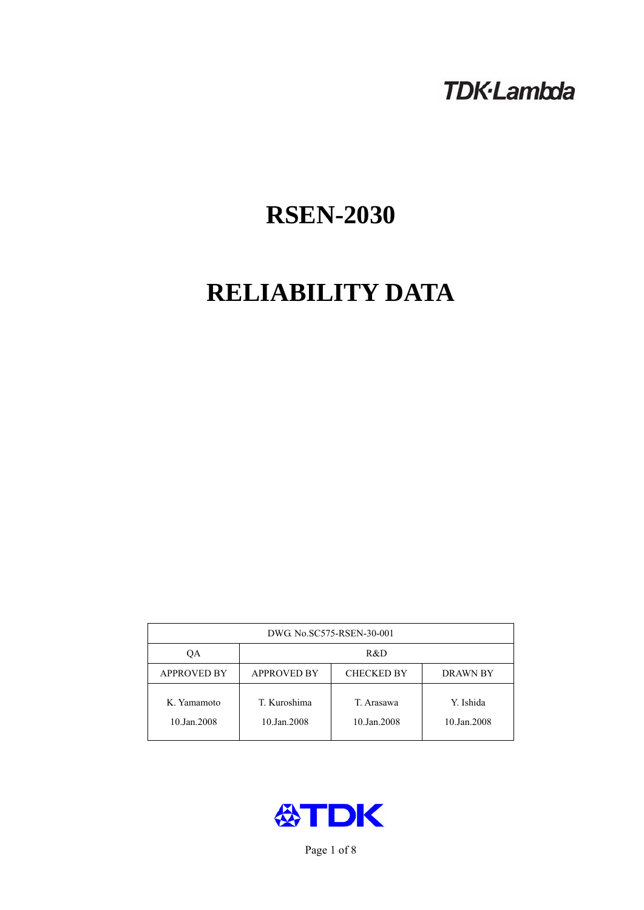TDK·Lambda

# RSEN-2030

# RELIABILITY DATA

| DWG. No.SC575-RSEN-30-001 | | | |
|---|---|---|---|
| QA | R&D | | |
| APPROVED BY | APPROVED BY | CHECKED BY | DRAWN BY |
| K. Yamamoto 10.Jan.2008 | T. Kuroshima 10.Jan.2008 | T. Arasawa 10.Jan.2008 | Y. Ishida 10.Jan.2008 |

TDK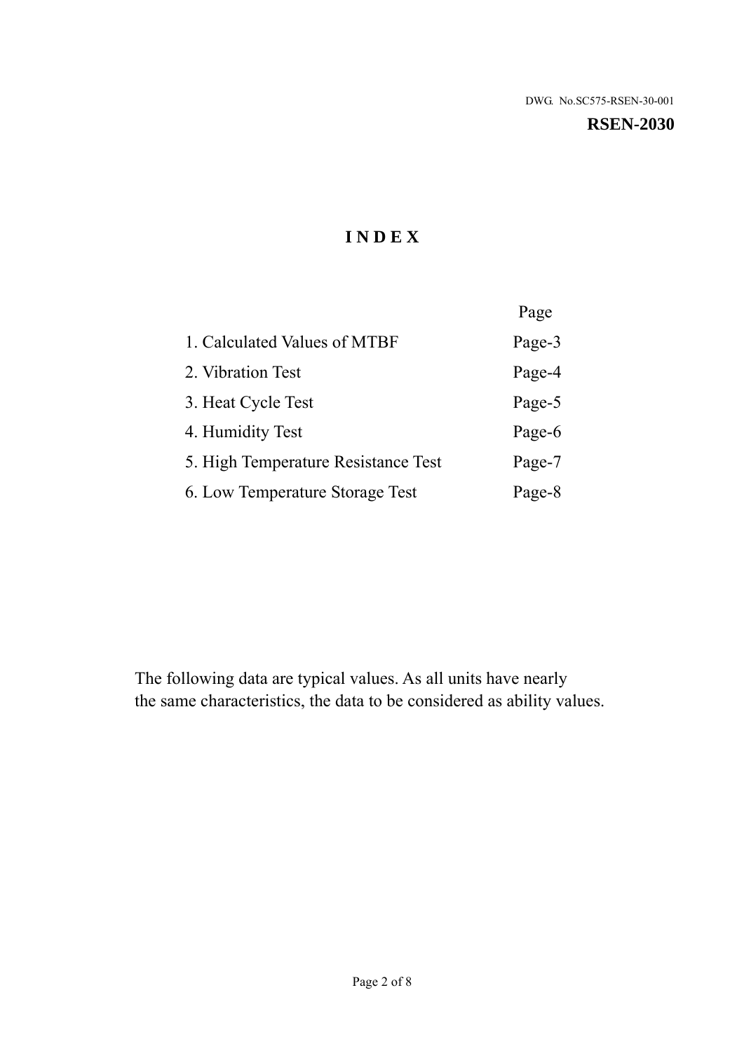DWG. No.SC575-RSEN-30-001

**RSEN-2030**

# INDEX

| | Page |
|---|---|
| 1. Calculated Values of MTBF | Page-3 |
| 2. Vibration Test | Page-4 |
| 3. Heat Cycle Test | Page-5 |
| 4. Humidity Test | Page-6 |
| 5. High Temperature Resistance Test | Page-7 |
| 6. Low Temperature Storage Test | Page-8 |

The following data are typical values. As all units have nearly the same characteristics, the data to be considered as ability values.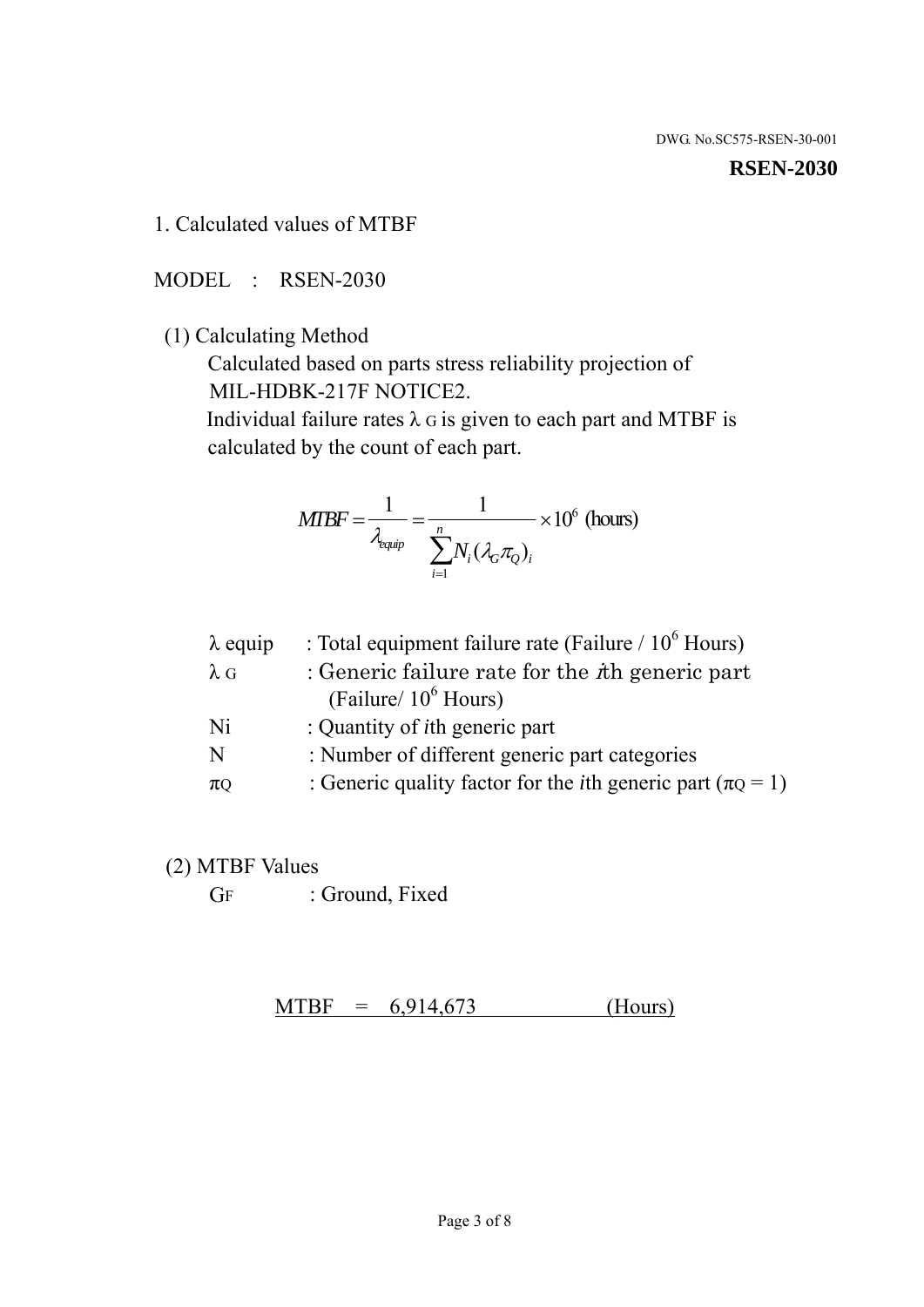DWG. No.SC575-RSEN-30-001

**RSEN-2030**

## 1. Calculated values of MTBF

MODEL : RSEN-2030

(1) Calculating Method

Calculated based on parts stress reliability projection of MIL-HDBK-217F NOTICE2.

Individual failure rates $\lambda_G$ is given to each part and MTBF is calculated by the count of each part.

$$MTBF = \frac{1}{\lambda_{equip}} = \frac{1}{\sum_{i=1}^{n} N_i (\lambda_G \pi_Q)_i} \times 10^6 \text{ (hours)}$$

| | |
|---|---|
| $\lambda$ equip | : Total equipment failure rate (Failure / $10^6$ Hours) |
| $\lambda_G$ | : Generic failure rate for the $i$th generic part (Failure/ $10^6$ Hours) |
| Ni | : Quantity of $i$th generic part |
| N | : Number of different generic part categories |
| $\pi_Q$ | : Generic quality factor for the $i$th generic part ($\pi_Q = 1$) |

(2) MTBF Values

$G_F$ : Ground, Fixed

MTBF = 6,914,673 (Hours)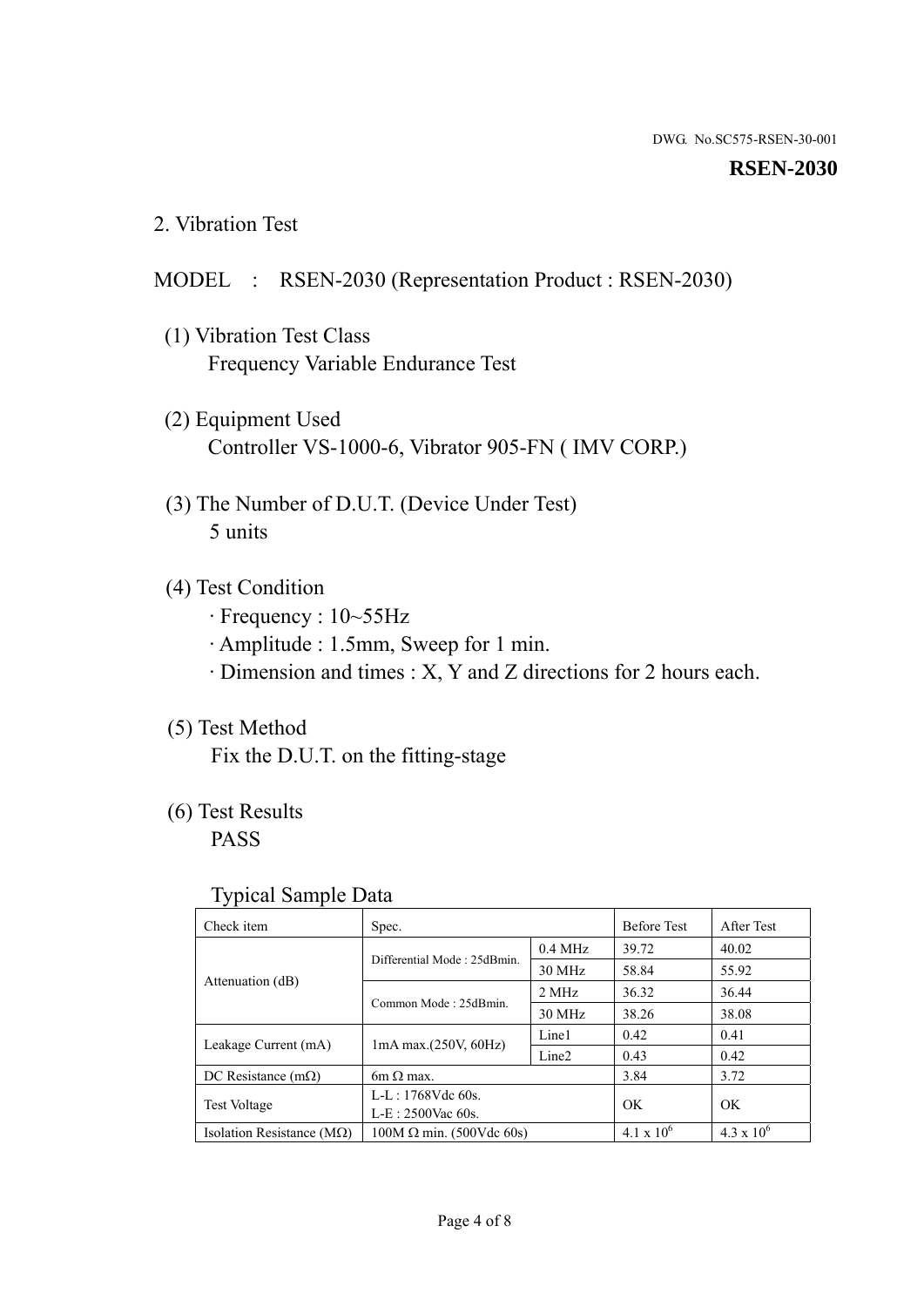DWG. No.SC575-RSEN-30-001

**RSEN-2030**

## 2. Vibration Test

MODEL : RSEN-2030 (Representation Product : RSEN-2030)

(1) Vibration Test Class
Frequency Variable Endurance Test

(2) Equipment Used
Controller VS-1000-6, Vibrator 905-FN ( IMV CORP.)

(3) The Number of D.U.T. (Device Under Test)
5 units

(4) Test Condition
· Frequency : 10~55Hz
· Amplitude : 1.5mm, Sweep for 1 min.
· Dimension and times : X, Y and Z directions for 2 hours each.

(5) Test Method
Fix the D.U.T. on the fitting-stage

(6) Test Results
PASS

Typical Sample Data

| Check item | Spec. | | Before Test | After Test |
|---|---|---|---|---|
| Attenuation (dB) | Differential Mode : 25dBmin. | 0.4 MHz | 39.72 | 40.02 |
| | | 30 MHz | 58.84 | 55.92 |
| | Common Mode : 25dBmin. | 2 MHz | 36.32 | 36.44 |
| | | 30 MHz | 38.26 | 38.08 |
| Leakage Current (mA) | 1mA max.(250V, 60Hz) | Line1 | 0.42 | 0.41 |
| | | Line2 | 0.43 | 0.42 |
| DC Resistance (mΩ) | 6m Ω max. | | 3.84 | 3.72 |
| Test Voltage | L-L : 1768Vdc 60s. L-E : 2500Vac 60s. | | OK | OK |
| Isolation Resistance (MΩ) | 100M Ω min. (500Vdc 60s) | | $4.1 \times 10^6$ | $4.3 \times 10^6$ |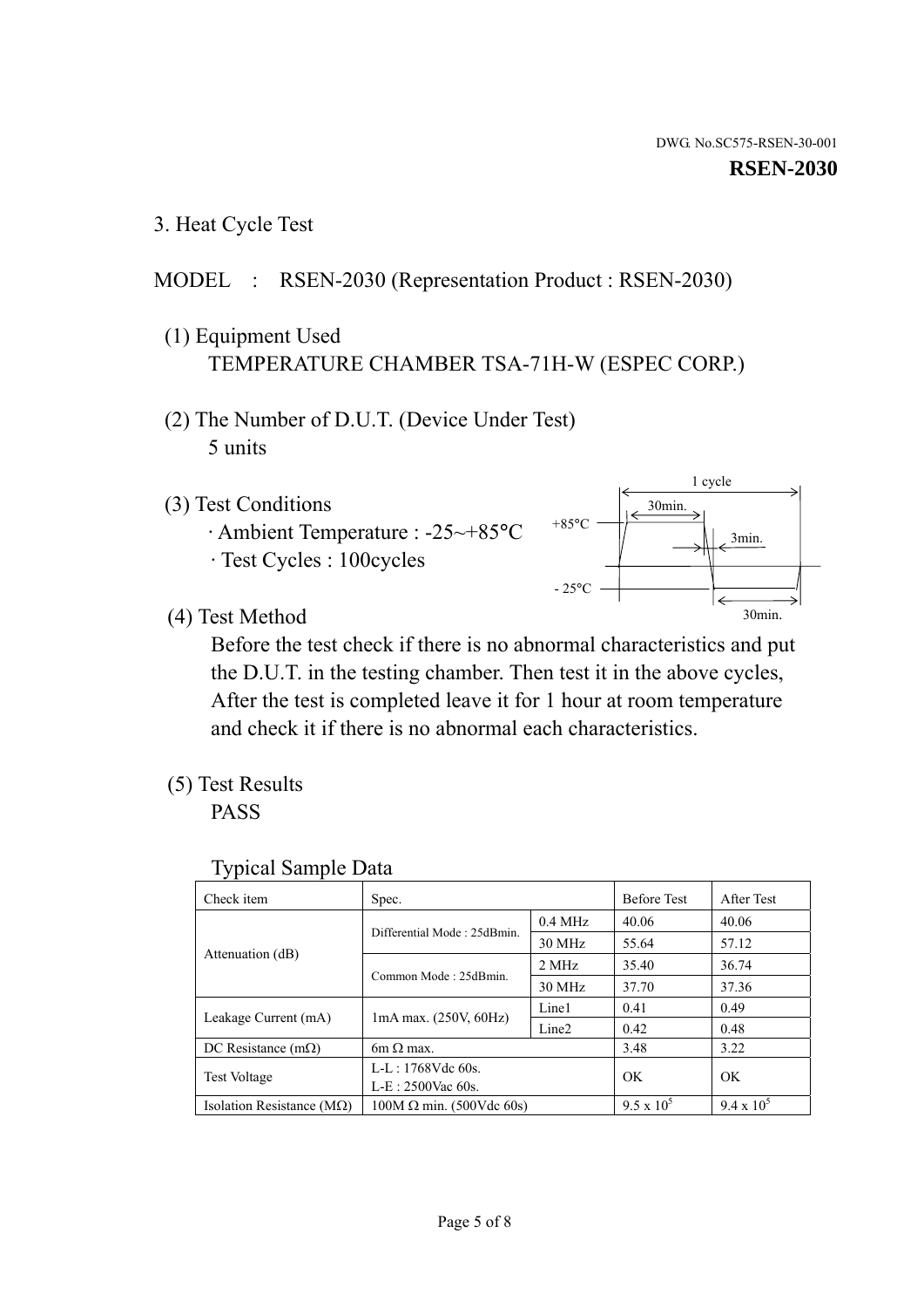DWG. No.SC575-RSEN-30-001

**RSEN-2030**

## 3. Heat Cycle Test

MODEL : RSEN-2030 (Representation Product : RSEN-2030)

(1) Equipment Used
TEMPERATURE CHAMBER TSA-71H-W (ESPEC CORP.)

(2) The Number of D.U.T. (Device Under Test)
5 units

(3) Test Conditions
· Ambient Temperature : -25~+85°C
· Test Cycles : 100cycles

1 cycle
30min.
+85°C
3min.
- 25°C
30min.

(4) Test Method
Before the test check if there is no abnormal characteristics and put the D.U.T. in the testing chamber. Then test it in the above cycles, After the test is completed leave it for 1 hour at room temperature and check it if there is no abnormal each characteristics.

(5) Test Results
PASS

Typical Sample Data

| Check item | Spec. | | Before Test | After Test |
|---|---|---|---|---|
| Attenuation (dB) | Differential Mode : 25dBmin. | 0.4 MHz | 40.06 | 40.06 |
| | | 30 MHz | 55.64 | 57.12 |
| | Common Mode : 25dBmin. | 2 MHz | 35.40 | 36.74 |
| | | 30 MHz | 37.70 | 37.36 |
| Leakage Current (mA) | 1mA max. (250V, 60Hz) | Line1 | 0.41 | 0.49 |
| | | Line2 | 0.42 | 0.48 |
| DC Resistance (mΩ) | 6m Ω max. | | 3.48 | 3.22 |
| Test Voltage | L-L : 1768Vdc 60s.<br>L-E : 2500Vac 60s. | | OK | OK |
| Isolation Resistance (MΩ) | 100M Ω min. (500Vdc 60s) | | $9.5 \times 10^5$ | $9.4 \times 10^5$ |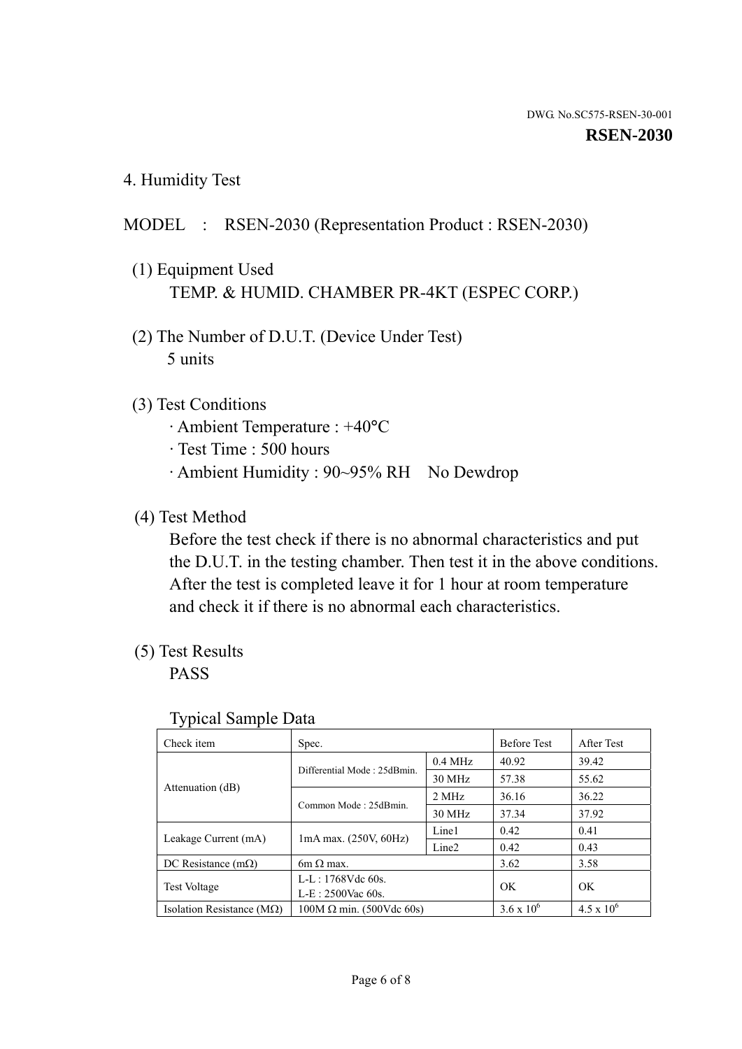DWG. No.SC575-RSEN-30-001

**RSEN-2030**

## 4. Humidity Test

MODEL : RSEN-2030 (Representation Product : RSEN-2030)

(1) Equipment Used
TEMP. & HUMID. CHAMBER PR-4KT (ESPEC CORP.)

(2) The Number of D.U.T. (Device Under Test)
5 units

(3) Test Conditions
- Ambient Temperature : +40°C
- Test Time : 500 hours
- Ambient Humidity : 90~95% RH No Dewdrop

(4) Test Method
Before the test check if there is no abnormal characteristics and put the D.U.T. in the testing chamber. Then test it in the above conditions. After the test is completed leave it for 1 hour at room temperature and check it if there is no abnormal each characteristics.

(5) Test Results
PASS

Typical Sample Data

| Check item | Spec. | | Before Test | After Test |
|---|---|---|---|---|
| Attenuation (dB) | Differential Mode : 25dBmin. | 0.4 MHz | 40.92 | 39.42 |
| | | 30 MHz | 57.38 | 55.62 |
| | Common Mode : 25dBmin. | 2 MHz | 36.16 | 36.22 |
| | | 30 MHz | 37.34 | 37.92 |
| Leakage Current (mA) | 1mA max. (250V, 60Hz) | Line1 | 0.42 | 0.41 |
| | | Line2 | 0.42 | 0.43 |
| DC Resistance (mΩ) | 6m Ω max. | | 3.62 | 3.58 |
| Test Voltage | L-L : 1768Vdc 60s. L-E : 2500Vac 60s. | | OK | OK |
| Isolation Resistance (MΩ) | 100M Ω min. (500Vdc 60s) | | $3.6 \times 10^6$ | $4.5 \times 10^6$ |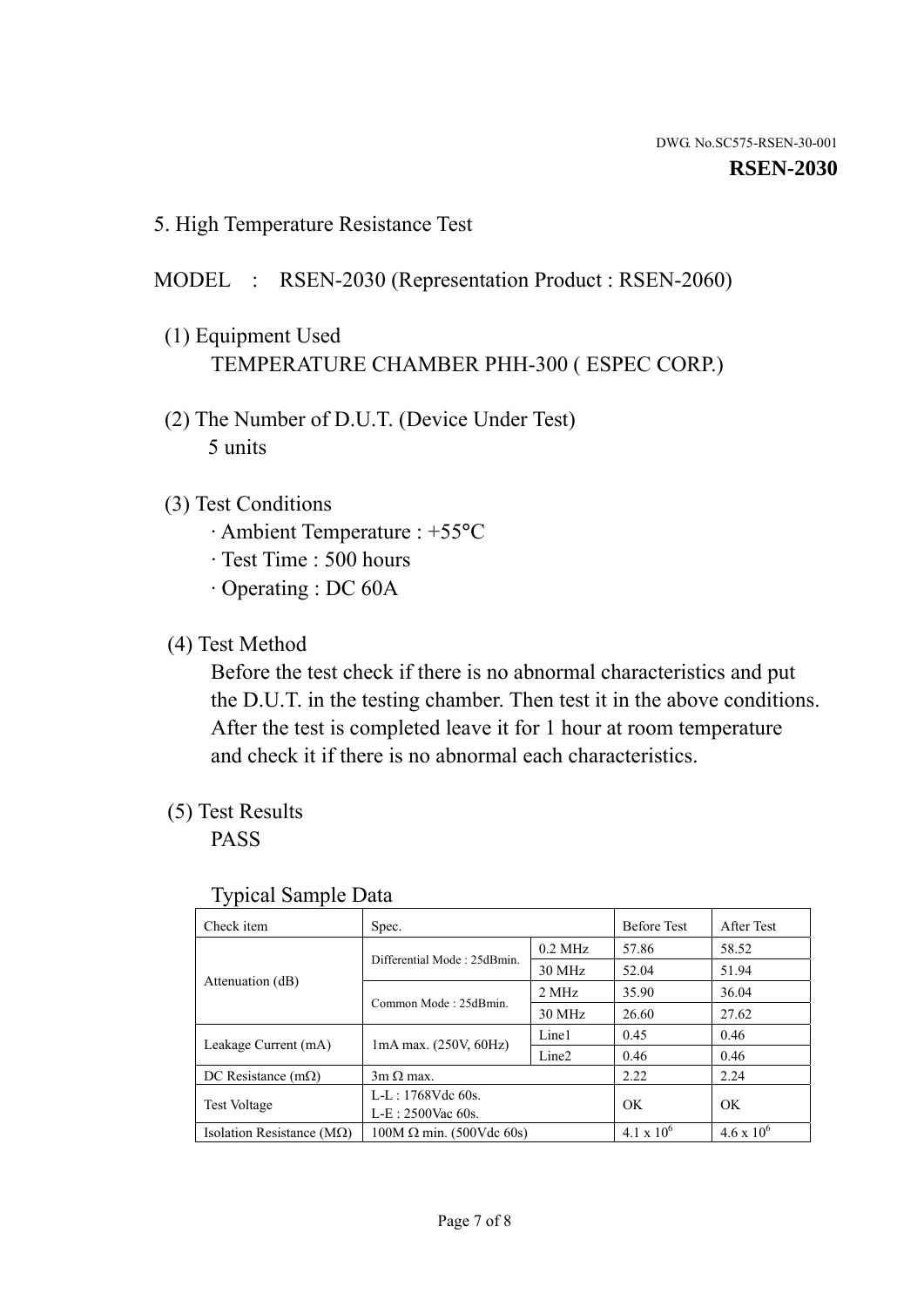DWG. No.SC575-RSEN-30-001

**RSEN-2030**

## 5. High Temperature Resistance Test

MODEL : RSEN-2030 (Representation Product : RSEN-2060)

(1) Equipment Used

TEMPERATURE CHAMBER PHH-300 ( ESPEC CORP.)

(2) The Number of D.U.T. (Device Under Test)

5 units

(3) Test Conditions

· Ambient Temperature : +55°C
· Test Time : 500 hours
· Operating : DC 60A

(4) Test Method

Before the test check if there is no abnormal characteristics and put the D.U.T. in the testing chamber. Then test it in the above conditions. After the test is completed leave it for 1 hour at room temperature and check it if there is no abnormal each characteristics.

(5) Test Results

PASS

Typical Sample Data

| Check item | Spec. | | Before Test | After Test |
|---|---|---|---|---|
| Attenuation (dB) | Differential Mode : 25dBmin. | 0.2 MHz | 57.86 | 58.52 |
| | | 30 MHz | 52.04 | 51.94 |
| | Common Mode : 25dBmin. | 2 MHz | 35.90 | 36.04 |
| | | 30 MHz | 26.60 | 27.62 |
| Leakage Current (mA) | 1mA max. (250V, 60Hz) | Line1 | 0.45 | 0.46 |
| | | Line2 | 0.46 | 0.46 |
| DC Resistance (mΩ) | 3m Ω max. | | 2.22 | 2.24 |
| Test Voltage | L-L : 1768Vdc 60s.<br>L-E : 2500Vac 60s. | | OK | OK |
| Isolation Resistance (MΩ) | 100M Ω min. (500Vdc 60s) | | $4.1 \times 10^{6}$ | $4.6 \times 10^{6}$ |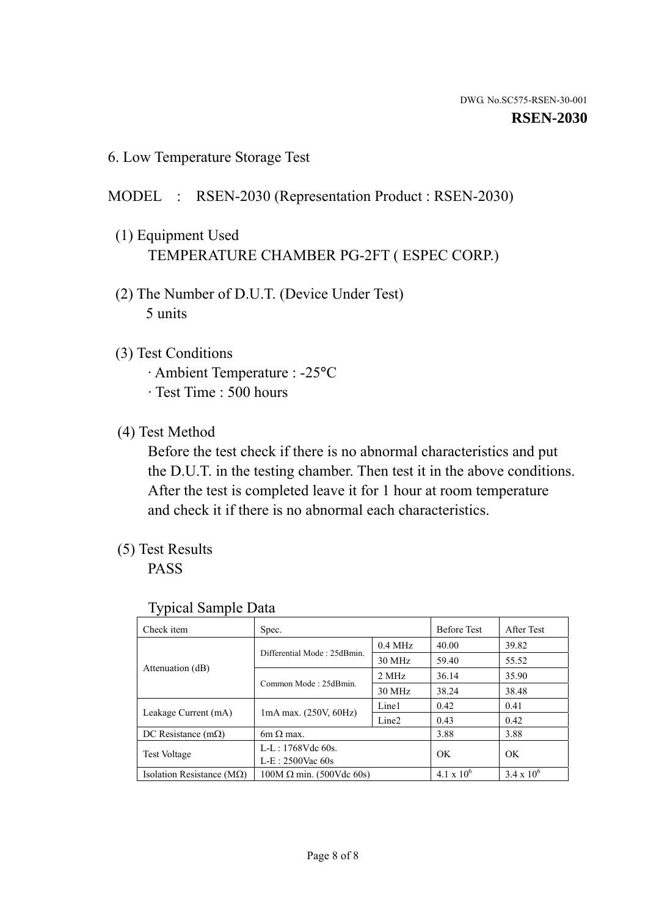DWG. No.SC575-RSEN-30-001

**RSEN-2030**

## 6. Low Temperature Storage Test

MODEL : RSEN-2030 (Representation Product : RSEN-2030)

(1) Equipment Used
TEMPERATURE CHAMBER PG-2FT ( ESPEC CORP.)

(2) The Number of D.U.T. (Device Under Test)
5 units

(3) Test Conditions
· Ambient Temperature : -25°C
· Test Time : 500 hours

(4) Test Method
Before the test check if there is no abnormal characteristics and put the D.U.T. in the testing chamber. Then test it in the above conditions. After the test is completed leave it for 1 hour at room temperature and check it if there is no abnormal each characteristics.

(5) Test Results
PASS

Typical Sample Data

| Check item | Spec. | | Before Test | After Test |
|---|---|---|---|---|
| Attenuation (dB) | Differential Mode : 25dBmin. | 0.4 MHz | 40.00 | 39.82 |
| | | 30 MHz | 59.40 | 55.52 |
| | Common Mode : 25dBmin. | 2 MHz | 36.14 | 35.90 |
| | | 30 MHz | 38.24 | 38.48 |
| Leakage Current (mA) | 1mA max. (250V, 60Hz) | Line1 | 0.42 | 0.41 |
| | | Line2 | 0.43 | 0.42 |
| DC Resistance (mΩ) | 6m Ω max. | | 3.88 | 3.88 |
| Test Voltage | L-L : 1768Vdc 60s. L-E : 2500Vac 60s | | OK | OK |
| Isolation Resistance (MΩ) | 100M Ω min. (500Vdc 60s) | | $4.1 \times 10^6$ | $3.4 \times 10^6$ |